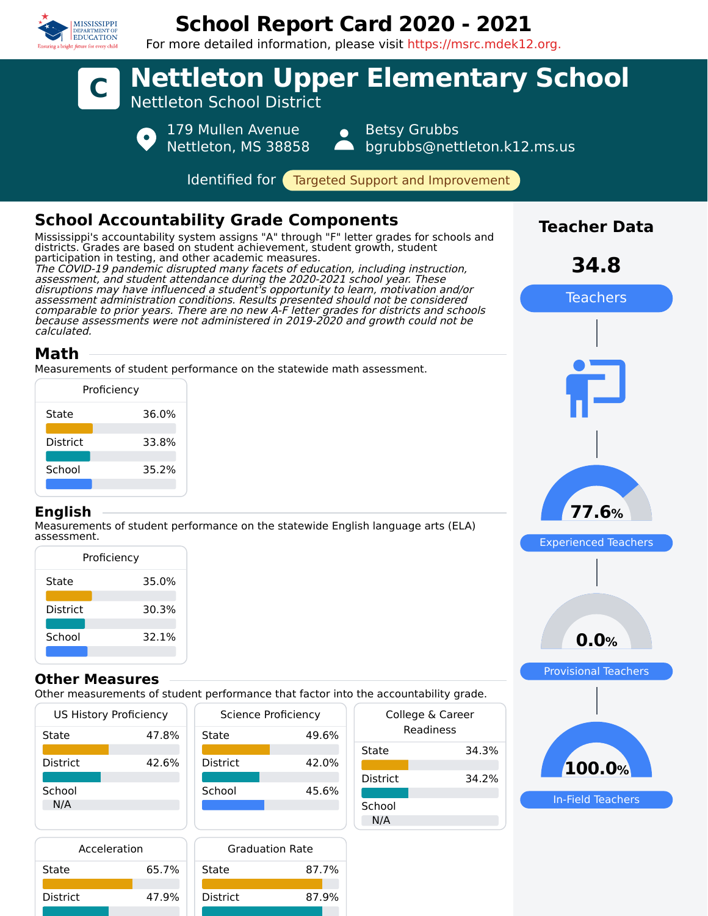# School Report Card 2020 - 2021

For more detailed information, please visit https://msrc.mdek12.org.

## C Nettleton Upper Elementary School

Nettleton School District

179 Mullen Avenue
Nettleton, MS 38858

Betsy Grubbs
bgrubbs@nettleton.k12.ms.us

Identified for **Targeted Support and Improvement**

## School Accountability Grade Components

Mississippi's accountability system assigns "A" through "F" letter grades for schools and districts. Grades are based on student achievement, student growth, student participation in testing, and other academic measures.

*The COVID-19 pandemic disrupted many facets of education, including instruction, assessment, and student attendance during the 2020-2021 school year. These disruptions may have influenced a student's opportunity to learn, motivation and/or assessment administration conditions. Results presented should not be considered comparable to prior years. There are no new A-F letter grades for districts and schools because assessments were not administered in 2019-2020 and growth could not be calculated.*

### Math

Measurements of student performance on the statewide math assessment.

| Proficiency | |
|---|---|
| State | 36.0% |
| District | 33.8% |
| School | 35.2% |

### English

Measurements of student performance on the statewide English language arts (ELA) assessment.

| Proficiency | |
|---|---|
| State | 35.0% |
| District | 30.3% |
| School | 32.1% |

### Other Measures

Other measurements of student performance that factor into the accountability grade.

| US History Proficiency | |
|---|---|
| State | 47.8% |
| District | 42.6% |
| School | N/A |

| Science Proficiency | |
|---|---|
| State | 49.6% |
| District | 42.0% |
| School | 45.6% |

| College & Career Readiness | |
|---|---|
| State | 34.3% |
| District | 34.2% |
| School | N/A |

| Acceleration | |
|---|---|
| State | 65.7% |
| District | 47.9% |

| Graduation Rate | |
|---|---|
| State | 87.7% |
| District | 87.9% |

## Teacher Data

**34.8** Teachers

**77.6%** Experienced Teachers

**0.0%** Provisional Teachers

**100.0%** In-Field Teachers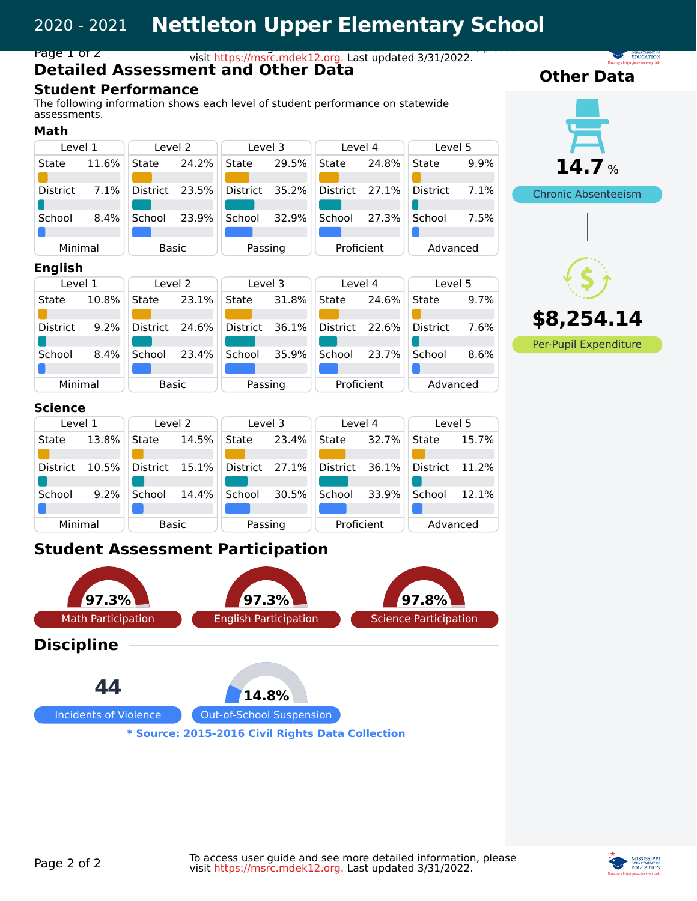# 2020 - 2021 Nettleton Upper Elementary School

## Detailed Assessment and Other Data

### Student Performance

The following information shows each level of student performance on statewide assessments.

#### Math

| | Level 1 | Level 2 | Level 3 | Level 4 | Level 5 |
|---|---|---|---|---|---|
| State | 11.6% | 24.2% | 29.5% | 24.8% | 9.9% |
| District | 7.1% | 23.5% | 35.2% | 27.1% | 7.1% |
| School | 8.4% | 23.9% | 32.9% | 27.3% | 7.5% |
| | Minimal | Basic | Passing | Proficient | Advanced |

#### English

| | Level 1 | Level 2 | Level 3 | Level 4 | Level 5 |
|---|---|---|---|---|---|
| State | 10.8% | 23.1% | 31.8% | 24.6% | 9.7% |
| District | 9.2% | 24.6% | 36.1% | 22.6% | 7.6% |
| School | 8.4% | 23.4% | 35.9% | 23.7% | 8.6% |
| | Minimal | Basic | Passing | Proficient | Advanced |

#### Science

| | Level 1 | Level 2 | Level 3 | Level 4 | Level 5 |
|---|---|---|---|---|---|
| State | 13.8% | 14.5% | 23.4% | 32.7% | 15.7% |
| District | 10.5% | 15.1% | 27.1% | 36.1% | 11.2% |
| School | 9.2% | 14.4% | 30.5% | 33.9% | 12.1% |
| | Minimal | Basic | Passing | Proficient | Advanced |

### Student Assessment Participation

97.3% Math Participation

97.3% English Participation

97.8% Science Participation

### Discipline

44 Incidents of Violence

14.8% Out-of-School Suspension

**\* Source: 2015-2016 Civil Rights Data Collection**

## Other Data

14.7 % Chronic Absenteeism

$8,254.14 Per-Pupil Expenditure

To access user guide and see more detailed information, please visit https://msrc.mdek12.org. Last updated 3/31/2022.